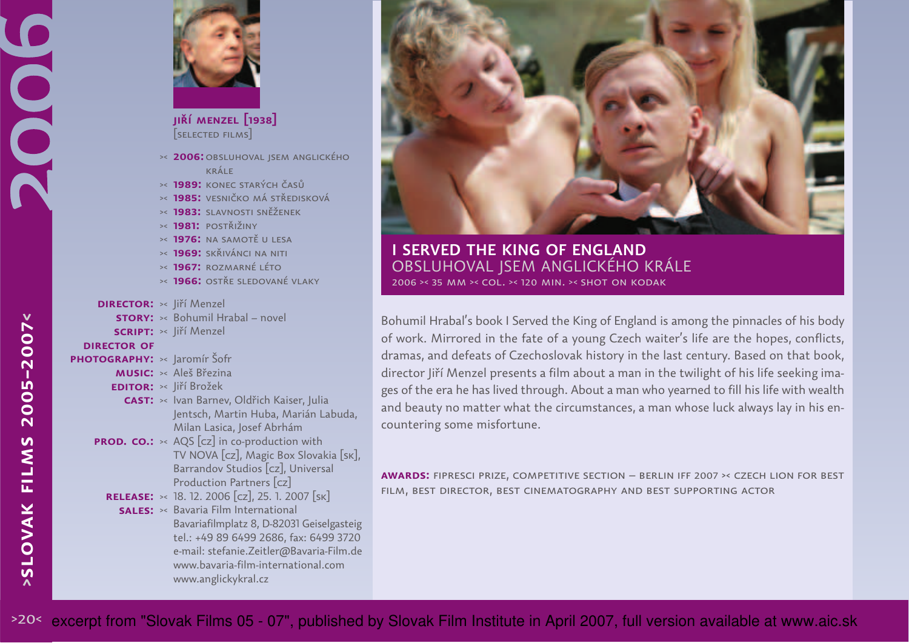# I SERVED THE KING OF ENGLAND

## OBSLUHOVAL JSEM ANGLICKÉHO KRÁLE

2006 >< 35 MM >< COL. >< 120 MIN. >< SHOT ON KODAK

### JIŘÍ MENZEL [1938]

[SELECTED FILMS]

- >< **2006:** OBSLUHOVAL JSEM ANGLICKÉHO KRÁLE
- >< **1989:** KONEC STARÝCH ČASŮ
- >< **1985:** VESNIČKO MÁ STŘEDISKOVÁ
- >< **1983:** SLAVNOSTI SNĚŽENEK
- >< **1981:** POSTŘIŽINY
- >< **1976:** NA SAMOTĚ U LESA
- >< **1969:** SKŘIVÁNCI NA NITI
- >< **1967:** ROZMARNÉ LÉTO
- >< **1966:** OSTŘE SLEDOVANÉ VLAKY

**DIRECTOR:** >< Jiří Menzel
**STORY:** >< Bohumil Hrabal – novel
**SCRIPT:** >< Jiří Menzel
**DIRECTOR OF PHOTOGRAPHY:** >< Jaromír Šofr
**MUSIC:** >< Aleš Březina
**EDITOR:** >< Jiří Brožek
**CAST:** >< Ivan Barnev, Oldřich Kaiser, Julia Jentsch, Martin Huba, Marián Labuda, Milan Lasica, Josef Abrhám
**PROD. CO.:** >< AQS [cz] in co-production with TV NOVA [cz], Magic Box Slovakia [sk], Barrandov Studios [cz], Universal Production Partners [cz]
**RELEASE:** >< 18. 12. 2006 [cz], 25. 1. 2007 [sk]
**SALES:** >< Bavaria Film International
Bavariafilmplatz 8, D-82031 Geiselgasteig
tel.: +49 89 6499 2686, fax: 6499 3720
e-mail: stefanie.Zeitler@Bavaria-Film.de
www.bavaria-film-international.com
www.anglickykral.cz

Bohumil Hrabal's book I Served the King of England is among the pinnacles of his body of work. Mirrored in the fate of a young Czech waiter's life are the hopes, conflicts, dramas, and defeats of Czechoslovak history in the last century. Based on that book, director Jiří Menzel presents a film about a man in the twilight of his life seeking images of the era he has lived through. About a man who yearned to fill his life with wealth and beauty no matter what the circumstances, a man whose luck always lay in his encountering some misfortune.

**AWARDS:** FIPRESCI PRIZE, COMPETITIVE SECTION – BERLIN IFF 2007 >< CZECH LION FOR BEST FILM, BEST DIRECTOR, BEST CINEMATOGRAPHY AND BEST SUPPORTING ACTOR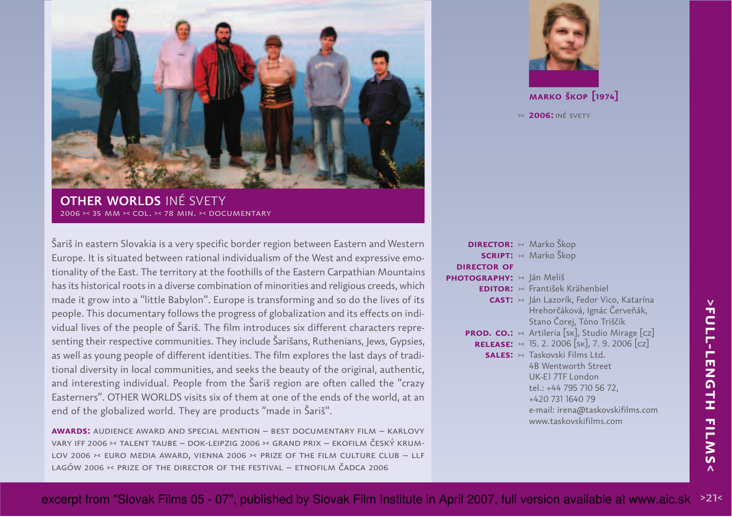# OTHER WORLDS INÉ SVETY

2006 >< 35 MM >< COL. >< 78 MIN. >< DOCUMENTARY

**MARKO ŠKOP [1974]**

>< **2006:** INÉ SVETY

Šariš in eastern Slovakia is a very specific border region between Eastern and Western Europe. It is situated between rational individualism of the West and expressive emotionality of the East. The territory at the foothills of the Eastern Carpathian Mountains has its historical roots in a diverse combination of minorities and religious creeds, which made it grow into a "little Babylon". Europe is transforming and so do the lives of its people. This documentary follows the progress of globalization and its effects on individual lives of the people of Šariš. The film introduces six different characters representing their respective communities. They include Šarišans, Ruthenians, Jews, Gypsies, as well as young people of different identities. The film explores the last days of traditional diversity in local communities, and seeks the beauty of the original, authentic, and interesting individual. People from the Šariš region are often called the "crazy Easterners". OTHER WORLDS visits six of them at one of the ends of the world, at an end of the globalized world. They are products "made in Šariš".

**AWARDS:** AUDIENCE AWARD AND SPECIAL MENTION – BEST DOCUMENTARY FILM – KARLOVY VARY IFF 2006 >< TALENT TAUBE – DOK-LEIPZIG 2006 >< GRAND PRIX – EKOFILM ČESKÝ KRUMLOV 2006 >< EURO MEDIA AWARD, VIENNA 2006 >< PRIZE OF THE FILM CULTURE CLUB – LLF LAGÓW 2006 >< PRIZE OF THE DIRECTOR OF THE FESTIVAL – ETNOFILM ČADCA 2006

**DIRECTOR:** >< Marko Škop
**SCRIPT:** >< Marko Škop
**DIRECTOR OF PHOTOGRAPHY:** >< Ján Meliš
**EDITOR:** >< František Krähenbiel
**CAST:** >< Ján Lazorík, Fedor Vico, Katarína Hrehorčáková, Ignác Červeňák, Stano Čorej, Tóno Triščík
**PROD. CO.:** >< Artileria [SK], Studio Mirage [CZ]
**RELEASE:** >< 15. 2. 2006 [SK], 7. 9. 2006 [CZ]
**SALES:** >< Taskovski Films Ltd.
4B Wentworth Street
UK-E1 7TF London
tel.: +44 795 710 56 72,
+420 731 1640 79
e-mail: irena@taskovskifilms.com
www.taskovskifilms.com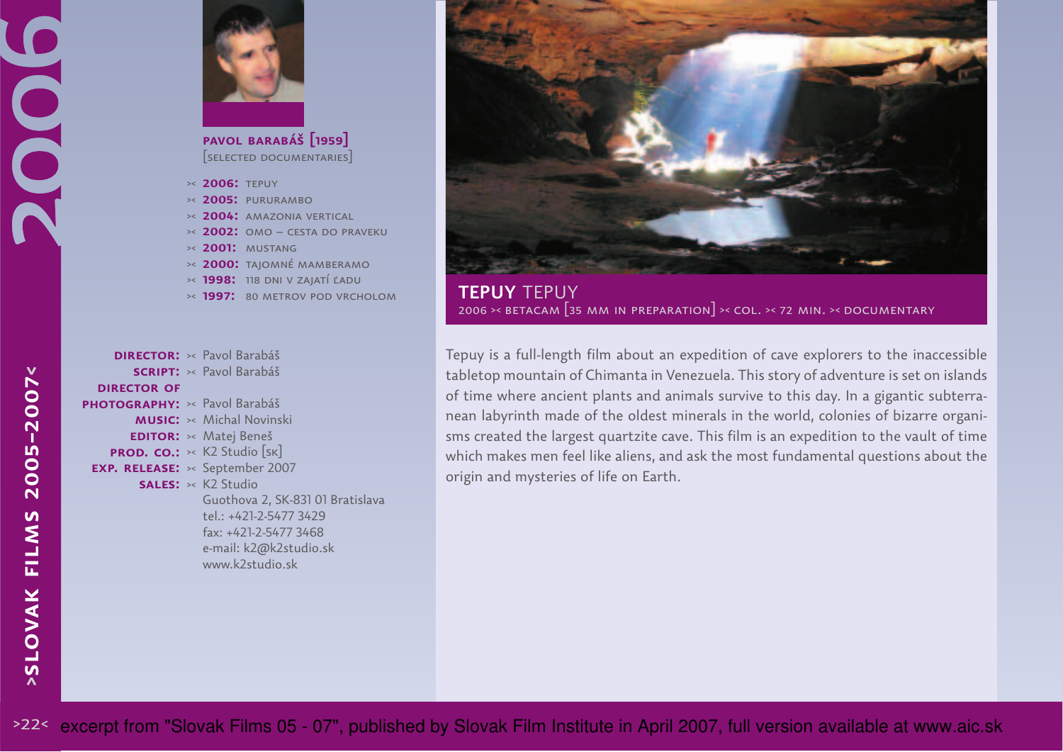**PAVOL BARABÁŠ [1959]**
[SELECTED DOCUMENTARIES]

- >< **2006:** TEPUY
- >< **2005:** PURURAMBO
- >< **2004:** AMAZONIA VERTICAL
- >< **2002:** OMO – CESTA DO PRAVEKU
- >< **2001:** MUSTANG
- >< **2000:** TAJOMNÉ MAMBERAMO
- >< **1998:** 118 DNI V ZAJATÍ ĽADU
- >< **1997:** 80 METROV POD VRCHOLOM

**DIRECTOR:** >< Pavol Barabáš
**SCRIPT:** >< Pavol Barabáš
**DIRECTOR OF PHOTOGRAPHY:** >< Pavol Barabáš
**MUSIC:** >< Michal Novinski
**EDITOR:** >< Matej Beneš
**PROD. CO.:** >< K2 Studio [SK]
**EXP. RELEASE:** >< September 2007
**SALES:** >< K2 Studio
Guothova 2, SK-831 01 Bratislava
tel.: +421-2-5477 3429
fax: +421-2-5477 3468
e-mail: k2@k2studio.sk
www.k2studio.sk

## TEPUY TEPUY

2006 >< BETACAM [35 MM IN PREPARATION] >< COL. >< 72 MIN. >< DOCUMENTARY

Tepuy is a full-length film about an expedition of cave explorers to the inaccessible tabletop mountain of Chimanta in Venezuela. This story of adventure is set on islands of time where ancient plants and animals survive to this day. In a gigantic subterranean labyrinth made of the oldest minerals in the world, colonies of bizarre organisms created the largest quartzite cave. This film is an expedition to the vault of time which makes men feel like aliens, and ask the most fundamental questions about the origin and mysteries of life on Earth.